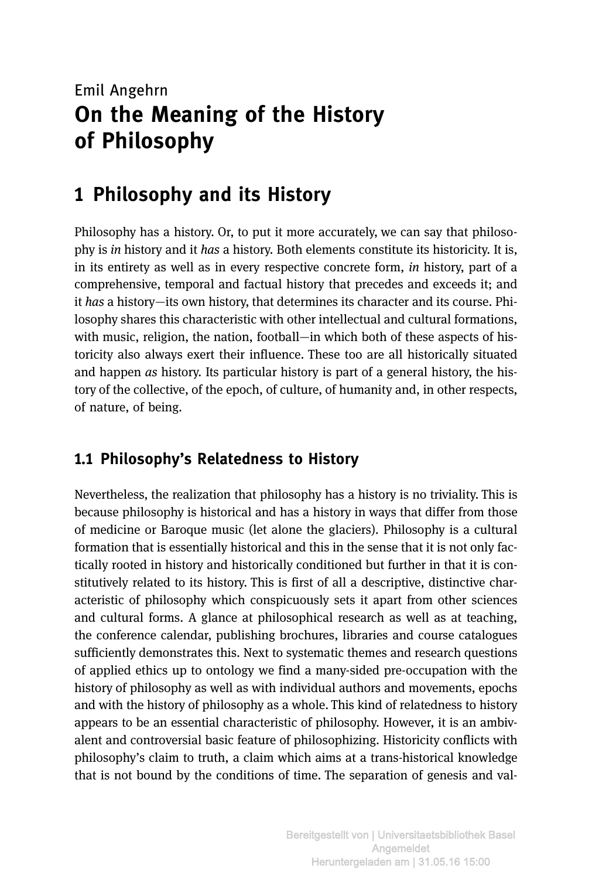Emil Angehrn

# On the Meaning of the History of Philosophy

## 1 Philosophy and its History

Philosophy has a history. Or, to put it more accurately, we can say that philosophy is *in* history and it *has* a history. Both elements constitute its historicity. It is, in its entirety as well as in every respective concrete form, *in* history, part of a comprehensive, temporal and factual history that precedes and exceeds it; and it *has* a history—its own history, that determines its character and its course. Philosophy shares this characteristic with other intellectual and cultural formations, with music, religion, the nation, football—in which both of these aspects of historicity also always exert their influence. These too are all historically situated and happen *as* history. Its particular history is part of a general history, the history of the collective, of the epoch, of culture, of humanity and, in other respects, of nature, of being.

### 1.1 Philosophy's Relatedness to History

Nevertheless, the realization that philosophy has a history is no triviality. This is because philosophy is historical and has a history in ways that differ from those of medicine or Baroque music (let alone the glaciers). Philosophy is a cultural formation that is essentially historical and this in the sense that it is not only factically rooted in history and historically conditioned but further in that it is constitutively related to its history. This is first of all a descriptive, distinctive characteristic of philosophy which conspicuously sets it apart from other sciences and cultural forms. A glance at philosophical research as well as at teaching, the conference calendar, publishing brochures, libraries and course catalogues sufficiently demonstrates this. Next to systematic themes and research questions of applied ethics up to ontology we find a many-sided pre-occupation with the history of philosophy as well as with individual authors and movements, epochs and with the history of philosophy as a whole. This kind of relatedness to history appears to be an essential characteristic of philosophy. However, it is an ambivalent and controversial basic feature of philosophizing. Historicity conflicts with philosophy's claim to truth, a claim which aims at a trans-historical knowledge that is not bound by the conditions of time. The separation of genesis and val-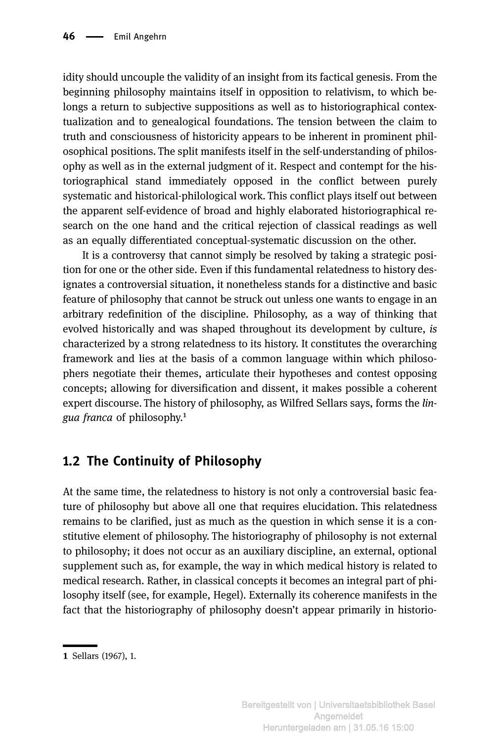idity should uncouple the validity of an insight from its factical genesis. From the beginning philosophy maintains itself in opposition to relativism, to which belongs a return to subjective suppositions as well as to historiographical contextualization and to genealogical foundations. The tension between the claim to truth and consciousness of historicity appears to be inherent in prominent philosophical positions. The split manifests itself in the self-understanding of philosophy as well as in the external judgment of it. Respect and contempt for the historiographical stand immediately opposed in the conflict between purely systematic and historical-philological work. This conflict plays itself out between the apparent self-evidence of broad and highly elaborated historiographical research on the one hand and the critical rejection of classical readings as well as an equally differentiated conceptual-systematic discussion on the other.

It is a controversy that cannot simply be resolved by taking a strategic position for one or the other side. Even if this fundamental relatedness to history designates a controversial situation, it nonetheless stands for a distinctive and basic feature of philosophy that cannot be struck out unless one wants to engage in an arbitrary redefinition of the discipline. Philosophy, as a way of thinking that evolved historically and was shaped throughout its development by culture, *is* characterized by a strong relatedness to its history. It constitutes the overarching framework and lies at the basis of a common language within which philosophers negotiate their themes, articulate their hypotheses and contest opposing concepts; allowing for diversification and dissent, it makes possible a coherent expert discourse. The history of philosophy, as Wilfred Sellars says, forms the *lingua franca* of philosophy.[1]

## 1.2 The Continuity of Philosophy

At the same time, the relatedness to history is not only a controversial basic feature of philosophy but above all one that requires elucidation. This relatedness remains to be clarified, just as much as the question in which sense it is a constitutive element of philosophy. The historiography of philosophy is not external to philosophy; it does not occur as an auxiliary discipline, an external, optional supplement such as, for example, the way in which medical history is related to medical research. Rather, in classical concepts it becomes an integral part of philosophy itself (see, for example, Hegel). Externally its coherence manifests in the fact that the historiography of philosophy doesn't appear primarily in historio-

---

**1** Sellars (1967), 1.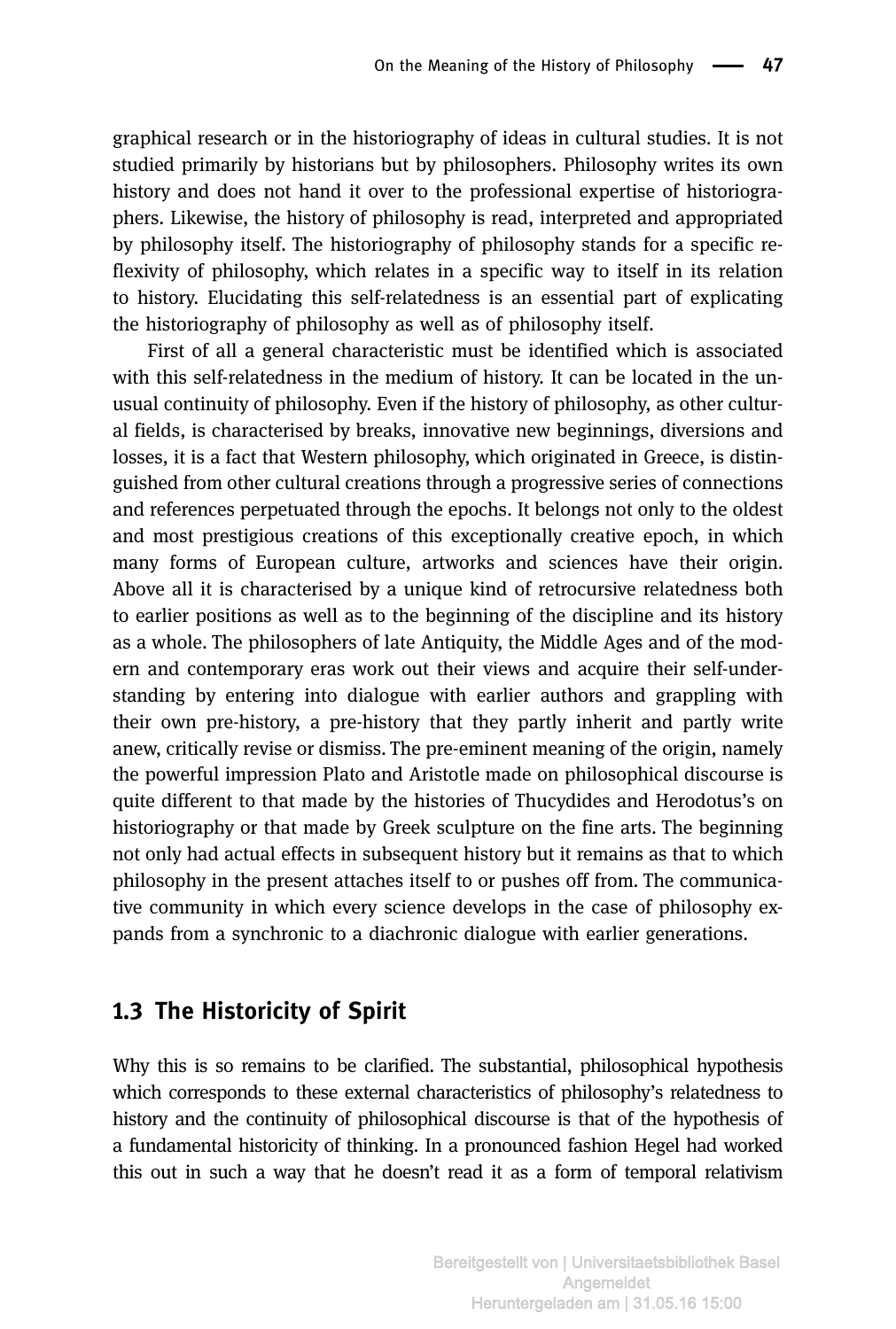graphical research or in the historiography of ideas in cultural studies. It is not studied primarily by historians but by philosophers. Philosophy writes its own history and does not hand it over to the professional expertise of historiographers. Likewise, the history of philosophy is read, interpreted and appropriated by philosophy itself. The historiography of philosophy stands for a specific reflexivity of philosophy, which relates in a specific way to itself in its relation to history. Elucidating this self-relatedness is an essential part of explicating the historiography of philosophy as well as of philosophy itself.

First of all a general characteristic must be identified which is associated with this self-relatedness in the medium of history. It can be located in the unusual continuity of philosophy. Even if the history of philosophy, as other cultural fields, is characterised by breaks, innovative new beginnings, diversions and losses, it is a fact that Western philosophy, which originated in Greece, is distinguished from other cultural creations through a progressive series of connections and references perpetuated through the epochs. It belongs not only to the oldest and most prestigious creations of this exceptionally creative epoch, in which many forms of European culture, artworks and sciences have their origin. Above all it is characterised by a unique kind of retrocursive relatedness both to earlier positions as well as to the beginning of the discipline and its history as a whole. The philosophers of late Antiquity, the Middle Ages and of the modern and contemporary eras work out their views and acquire their self-understanding by entering into dialogue with earlier authors and grappling with their own pre-history, a pre-history that they partly inherit and partly write anew, critically revise or dismiss. The pre-eminent meaning of the origin, namely the powerful impression Plato and Aristotle made on philosophical discourse is quite different to that made by the histories of Thucydides and Herodotus's on historiography or that made by Greek sculpture on the fine arts. The beginning not only had actual effects in subsequent history but it remains as that to which philosophy in the present attaches itself to or pushes off from. The communicative community in which every science develops in the case of philosophy expands from a synchronic to a diachronic dialogue with earlier generations.

## 1.3 The Historicity of Spirit

Why this is so remains to be clarified. The substantial, philosophical hypothesis which corresponds to these external characteristics of philosophy's relatedness to history and the continuity of philosophical discourse is that of the hypothesis of a fundamental historicity of thinking. In a pronounced fashion Hegel had worked this out in such a way that he doesn't read it as a form of temporal relativism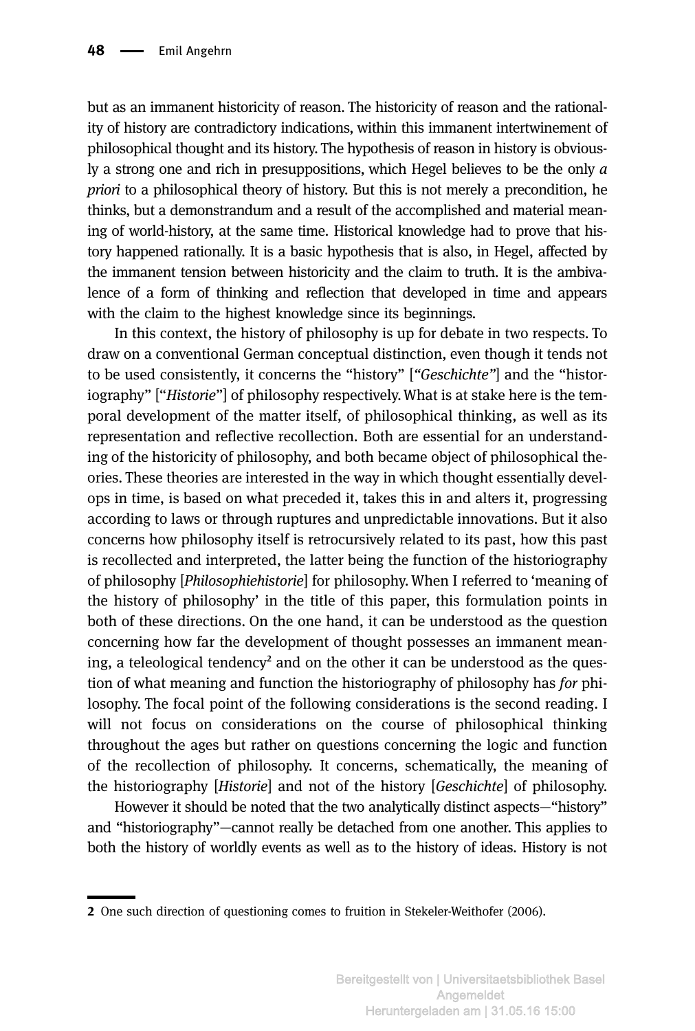but as an immanent historicity of reason. The historicity of reason and the rationality of history are contradictory indications, within this immanent intertwinement of philosophical thought and its history. The hypothesis of reason in history is obviously a strong one and rich in presuppositions, which Hegel believes to be the only *a priori* to a philosophical theory of history. But this is not merely a precondition, he thinks, but a demonstrandum and a result of the accomplished and material meaning of world-history, at the same time. Historical knowledge had to prove that history happened rationally. It is a basic hypothesis that is also, in Hegel, affected by the immanent tension between historicity and the claim to truth. It is the ambivalence of a form of thinking and reflection that developed in time and appears with the claim to the highest knowledge since its beginnings.

In this context, the history of philosophy is up for debate in two respects. To draw on a conventional German conceptual distinction, even though it tends not to be used consistently, it concerns the "history" ["*Geschichte*"] and the "historiography" ["*Historie*"] of philosophy respectively. What is at stake here is the temporal development of the matter itself, of philosophical thinking, as well as its representation and reflective recollection. Both are essential for an understanding of the historicity of philosophy, and both became object of philosophical theories. These theories are interested in the way in which thought essentially develops in time, is based on what preceded it, takes this in and alters it, progressing according to laws or through ruptures and unpredictable innovations. But it also concerns how philosophy itself is retrocursively related to its past, how this past is recollected and interpreted, the latter being the function of the historiography of philosophy [*Philosophiehistorie*] for philosophy. When I referred to 'meaning of the history of philosophy' in the title of this paper, this formulation points in both of these directions. On the one hand, it can be understood as the question concerning how far the development of thought possesses an immanent meaning, a teleological tendency[2] and on the other it can be understood as the question of what meaning and function the historiography of philosophy has *for* philosophy. The focal point of the following considerations is the second reading. I will not focus on considerations on the course of philosophical thinking throughout the ages but rather on questions concerning the logic and function of the recollection of philosophy. It concerns, schematically, the meaning of the historiography [*Historie*] and not of the history [*Geschichte*] of philosophy.

However it should be noted that the two analytically distinct aspects—"history" and "historiography"—cannot really be detached from one another. This applies to both the history of worldly events as well as to the history of ideas. History is not

---

**2** One such direction of questioning comes to fruition in Stekeler-Weithofer (2006).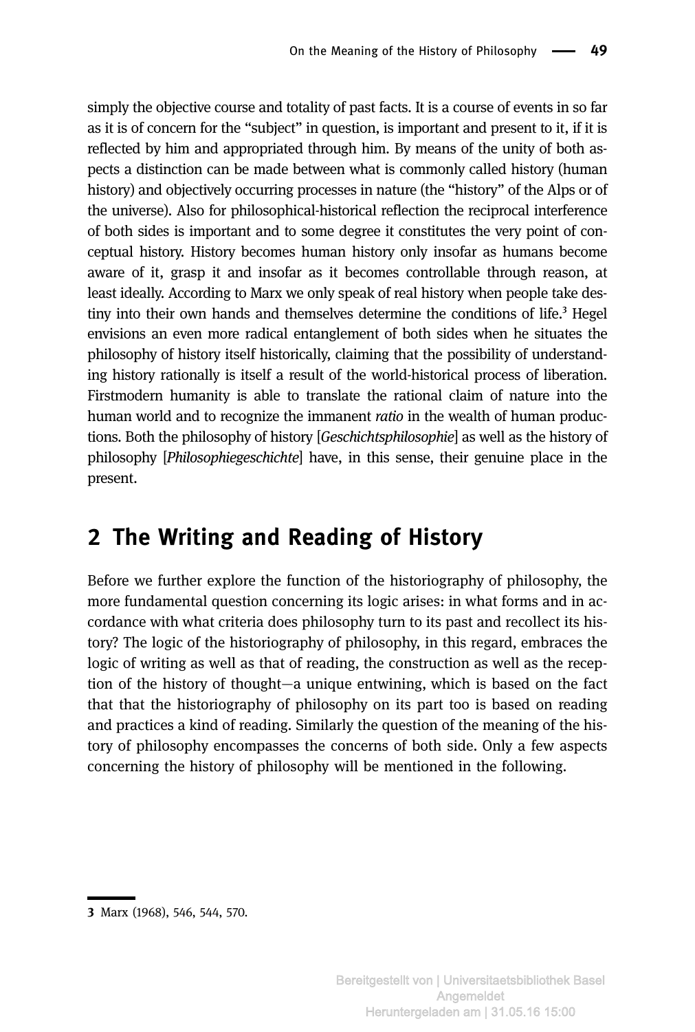simply the objective course and totality of past facts. It is a course of events in so far as it is of concern for the "subject" in question, is important and present to it, if it is reflected by him and appropriated through him. By means of the unity of both aspects a distinction can be made between what is commonly called history (human history) and objectively occurring processes in nature (the "history" of the Alps or of the universe). Also for philosophical-historical reflection the reciprocal interference of both sides is important and to some degree it constitutes the very point of conceptual history. History becomes human history only insofar as humans become aware of it, grasp it and insofar as it becomes controllable through reason, at least ideally. According to Marx we only speak of real history when people take destiny into their own hands and themselves determine the conditions of life.[3] Hegel envisions an even more radical entanglement of both sides when he situates the philosophy of history itself historically, claiming that the possibility of understanding history rationally is itself a result of the world-historical process of liberation. Firstmodern humanity is able to translate the rational claim of nature into the human world and to recognize the immanent *ratio* in the wealth of human productions. Both the philosophy of history [*Geschichtsphilosophie*] as well as the history of philosophy [*Philosophiegeschichte*] have, in this sense, their genuine place in the present.

## 2 The Writing and Reading of History

Before we further explore the function of the historiography of philosophy, the more fundamental question concerning its logic arises: in what forms and in accordance with what criteria does philosophy turn to its past and recollect its history? The logic of the historiography of philosophy, in this regard, embraces the logic of writing as well as that of reading, the construction as well as the reception of the history of thought—a unique entwining, which is based on the fact that that the historiography of philosophy on its part too is based on reading and practices a kind of reading. Similarly the question of the meaning of the history of philosophy encompasses the concerns of both side. Only a few aspects concerning the history of philosophy will be mentioned in the following.

---

3 Marx (1968), 546, 544, 570.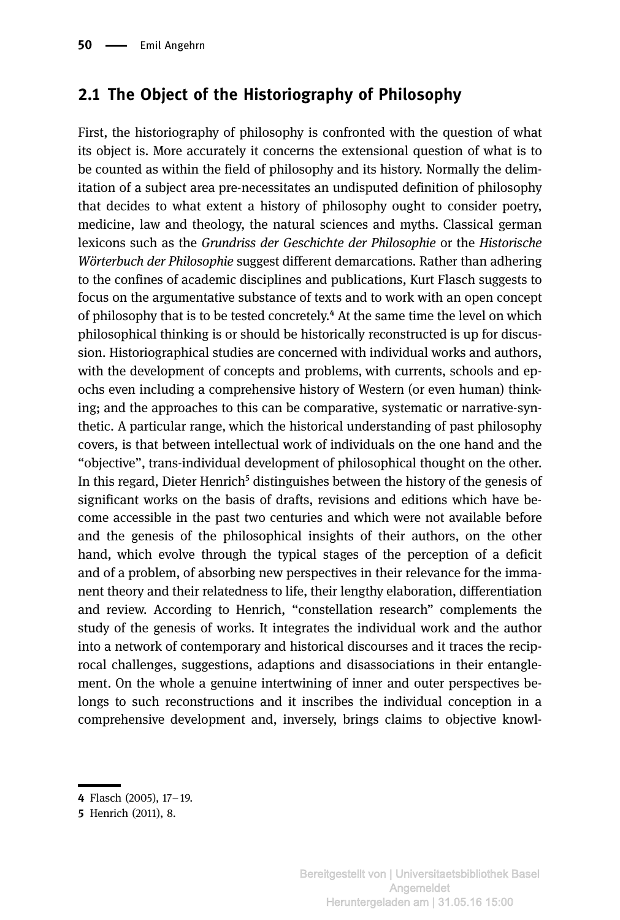## 2.1 The Object of the Historiography of Philosophy

First, the historiography of philosophy is confronted with the question of what its object is. More accurately it concerns the extensional question of what is to be counted as within the field of philosophy and its history. Normally the delimitation of a subject area pre-necessitates an undisputed definition of philosophy that decides to what extent a history of philosophy ought to consider poetry, medicine, law and theology, the natural sciences and myths. Classical german lexicons such as the *Grundriss der Geschichte der Philosophie* or the *Historische Wörterbuch der Philosophie* suggest different demarcations. Rather than adhering to the confines of academic disciplines and publications, Kurt Flasch suggests to focus on the argumentative substance of texts and to work with an open concept of philosophy that is to be tested concretely.[4] At the same time the level on which philosophical thinking is or should be historically reconstructed is up for discussion. Historiographical studies are concerned with individual works and authors, with the development of concepts and problems, with currents, schools and epochs even including a comprehensive history of Western (or even human) thinking; and the approaches to this can be comparative, systematic or narrative-synthetic. A particular range, which the historical understanding of past philosophy covers, is that between intellectual work of individuals on the one hand and the "objective", trans-individual development of philosophical thought on the other. In this regard, Dieter Henrich[5] distinguishes between the history of the genesis of significant works on the basis of drafts, revisions and editions which have become accessible in the past two centuries and which were not available before and the genesis of the philosophical insights of their authors, on the other hand, which evolve through the typical stages of the perception of a deficit and of a problem, of absorbing new perspectives in their relevance for the immanent theory and their relatedness to life, their lengthy elaboration, differentiation and review. According to Henrich, "constellation research" complements the study of the genesis of works. It integrates the individual work and the author into a network of contemporary and historical discourses and it traces the reciprocal challenges, suggestions, adaptions and disassociations in their entanglement. On the whole a genuine intertwining of inner and outer perspectives belongs to such reconstructions and it inscribes the individual conception in a comprehensive development and, inversely, brings claims to objective knowl-

---

4 Flasch (2005), 17–19.

5 Henrich (2011), 8.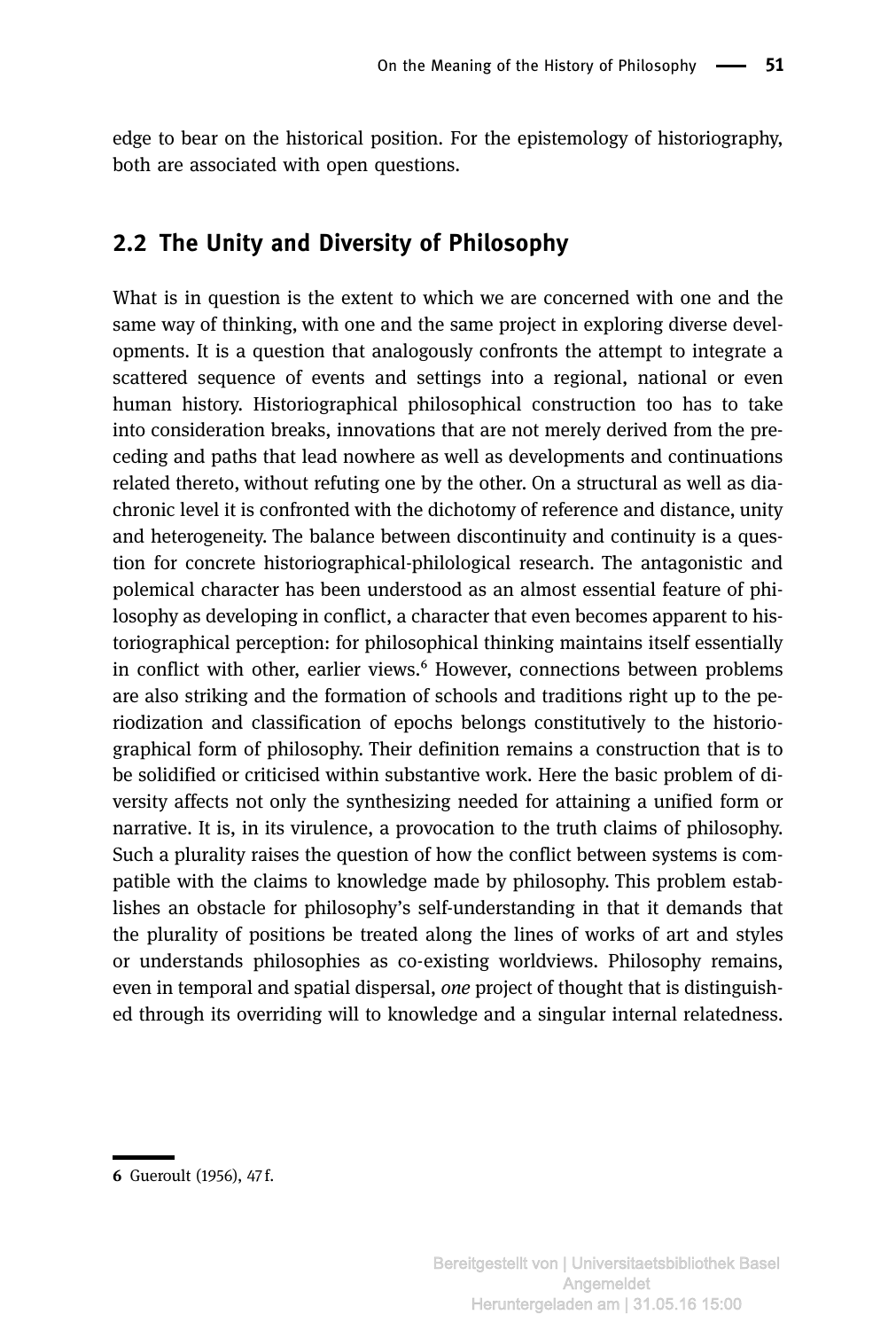edge to bear on the historical position. For the epistemology of historiography, both are associated with open questions.

## 2.2 The Unity and Diversity of Philosophy

What is in question is the extent to which we are concerned with one and the same way of thinking, with one and the same project in exploring diverse developments. It is a question that analogously confronts the attempt to integrate a scattered sequence of events and settings into a regional, national or even human history. Historiographical philosophical construction too has to take into consideration breaks, innovations that are not merely derived from the preceding and paths that lead nowhere as well as developments and continuations related thereto, without refuting one by the other. On a structural as well as diachronic level it is confronted with the dichotomy of reference and distance, unity and heterogeneity. The balance between discontinuity and continuity is a question for concrete historiographical-philological research. The antagonistic and polemical character has been understood as an almost essential feature of philosophy as developing in conflict, a character that even becomes apparent to historiographical perception: for philosophical thinking maintains itself essentially in conflict with other, earlier views.[6] However, connections between problems are also striking and the formation of schools and traditions right up to the periodization and classification of epochs belongs constitutively to the historiographical form of philosophy. Their definition remains a construction that is to be solidified or criticised within substantive work. Here the basic problem of diversity affects not only the synthesizing needed for attaining a unified form or narrative. It is, in its virulence, a provocation to the truth claims of philosophy. Such a plurality raises the question of how the conflict between systems is compatible with the claims to knowledge made by philosophy. This problem establishes an obstacle for philosophy's self-understanding in that it demands that the plurality of positions be treated along the lines of works of art and styles or understands philosophies as co-existing worldviews. Philosophy remains, even in temporal and spatial dispersal, *one* project of thought that is distinguished through its overriding will to knowledge and a singular internal relatedness.

---

**6** Gueroult (1956), 47 f.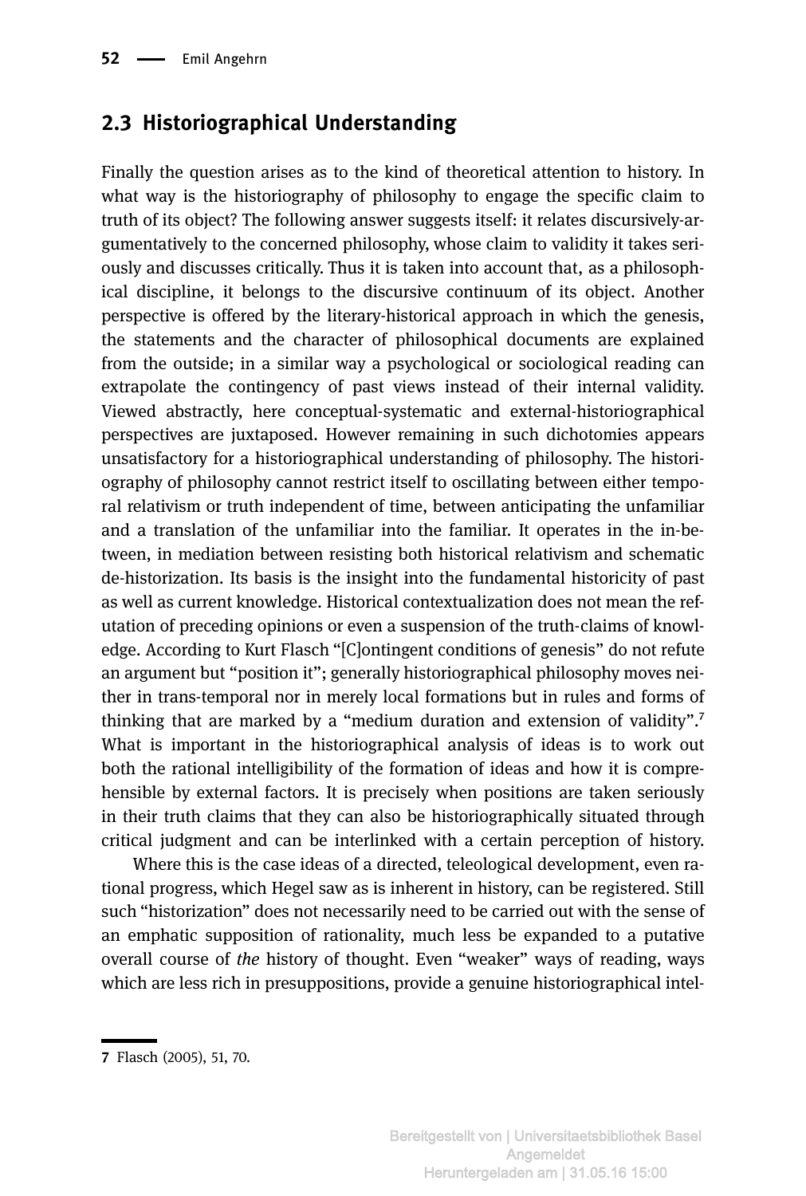## 2.3 Historiographical Understanding

Finally the question arises as to the kind of theoretical attention to history. In what way is the historiography of philosophy to engage the specific claim to truth of its object? The following answer suggests itself: it relates discursively-argumentatively to the concerned philosophy, whose claim to validity it takes seriously and discusses critically. Thus it is taken into account that, as a philosophical discipline, it belongs to the discursive continuum of its object. Another perspective is offered by the literary-historical approach in which the genesis, the statements and the character of philosophical documents are explained from the outside; in a similar way a psychological or sociological reading can extrapolate the contingency of past views instead of their internal validity. Viewed abstractly, here conceptual-systematic and external-historiographical perspectives are juxtaposed. However remaining in such dichotomies appears unsatisfactory for a historiographical understanding of philosophy. The historiography of philosophy cannot restrict itself to oscillating between either temporal relativism or truth independent of time, between anticipating the unfamiliar and a translation of the unfamiliar into the familiar. It operates in the in-between, in mediation between resisting both historical relativism and schematic de-historization. Its basis is the insight into the fundamental historicity of past as well as current knowledge. Historical contextualization does not mean the refutation of preceding opinions or even a suspension of the truth-claims of knowledge. According to Kurt Flasch "[C]ontingent conditions of genesis" do not refute an argument but "position it"; generally historiographical philosophy moves neither in trans-temporal nor in merely local formations but in rules and forms of thinking that are marked by a "medium duration and extension of validity".[7] What is important in the historiographical analysis of ideas is to work out both the rational intelligibility of the formation of ideas and how it is comprehensible by external factors. It is precisely when positions are taken seriously in their truth claims that they can also be historiographically situated through critical judgment and can be interlinked with a certain perception of history.

Where this is the case ideas of a directed, teleological development, even rational progress, which Hegel saw as is inherent in history, can be registered. Still such "historization" does not necessarily need to be carried out with the sense of an emphatic supposition of rationality, much less be expanded to a putative overall course of *the* history of thought. Even "weaker" ways of reading, ways which are less rich in presuppositions, provide a genuine historiographical intel-

---

7 Flasch (2005), 51, 70.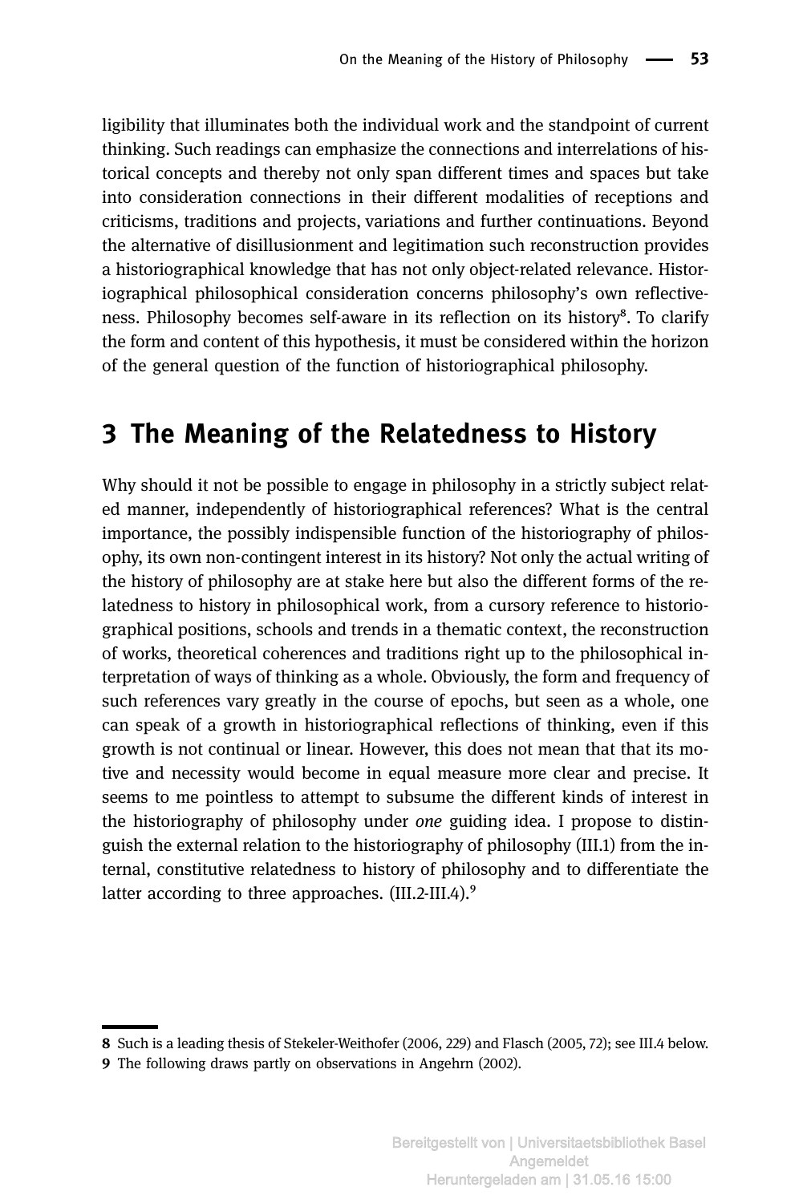ligibility that illuminates both the individual work and the standpoint of current thinking. Such readings can emphasize the connections and interrelations of historical concepts and thereby not only span different times and spaces but take into consideration connections in their different modalities of receptions and criticisms, traditions and projects, variations and further continuations. Beyond the alternative of disillusionment and legitimation such reconstruction provides a historiographical knowledge that has not only object-related relevance. Historiographical philosophical consideration concerns philosophy's own reflectiveness. Philosophy becomes self-aware in its reflection on its history[8]. To clarify the form and content of this hypothesis, it must be considered within the horizon of the general question of the function of historiographical philosophy.

## 3 The Meaning of the Relatedness to History

Why should it not be possible to engage in philosophy in a strictly subject related manner, independently of historiographical references? What is the central importance, the possibly indispensible function of the historiography of philosophy, its own non-contingent interest in its history? Not only the actual writing of the history of philosophy are at stake here but also the different forms of the relatedness to history in philosophical work, from a cursory reference to historiographical positions, schools and trends in a thematic context, the reconstruction of works, theoretical coherences and traditions right up to the philosophical interpretation of ways of thinking as a whole. Obviously, the form and frequency of such references vary greatly in the course of epochs, but seen as a whole, one can speak of a growth in historiographical reflections of thinking, even if this growth is not continual or linear. However, this does not mean that that its motive and necessity would become in equal measure more clear and precise. It seems to me pointless to attempt to subsume the different kinds of interest in the historiography of philosophy under *one* guiding idea. I propose to distinguish the external relation to the historiography of philosophy (III.1) from the internal, constitutive relatedness to history of philosophy and to differentiate the latter according to three approaches. (III.2-III.4).[9]

---

**8** Such is a leading thesis of Stekeler-Weithofer (2006, 229) and Flasch (2005, 72); see III.4 below.

**9** The following draws partly on observations in Angehrn (2002).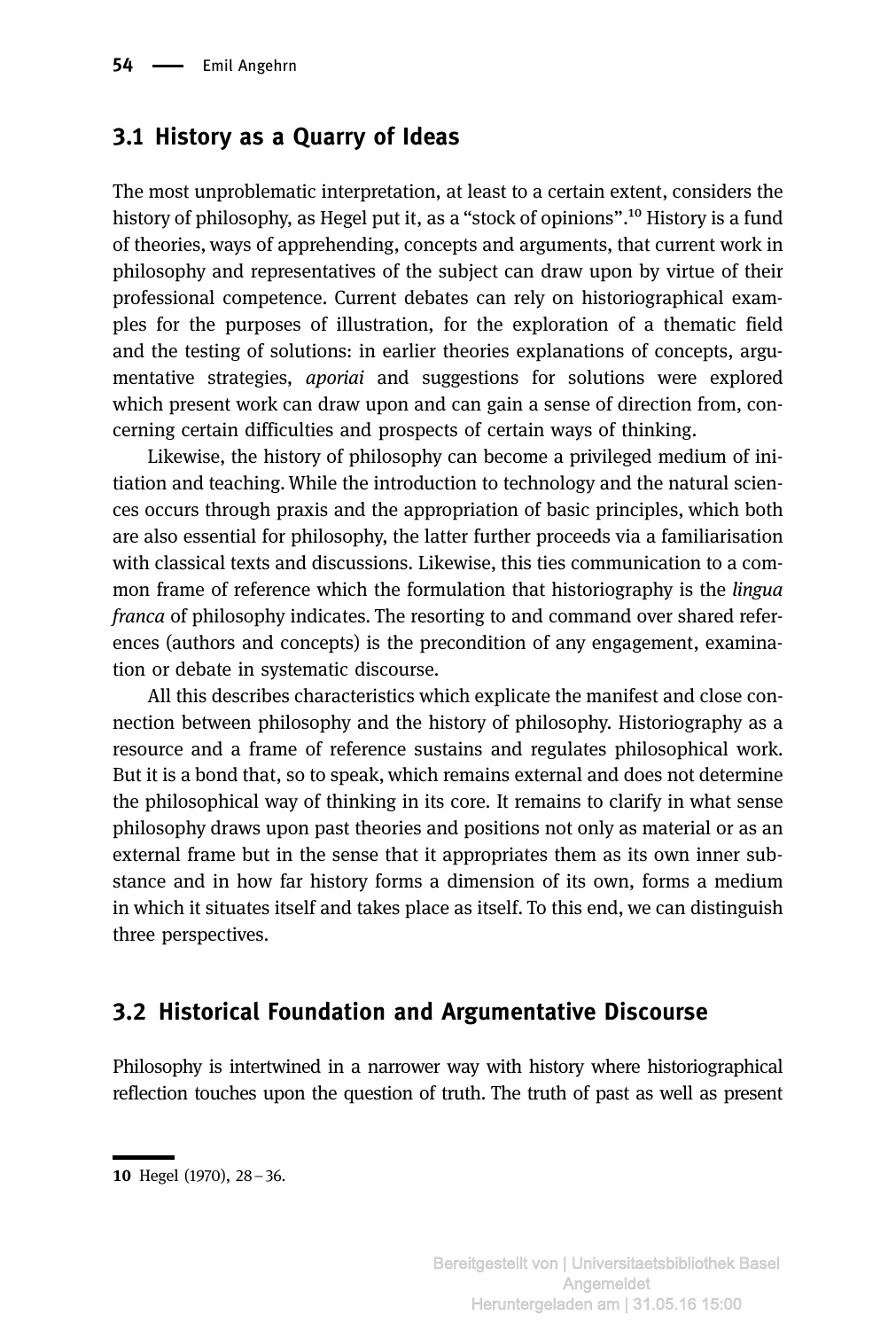## 3.1 History as a Quarry of Ideas

The most unproblematic interpretation, at least to a certain extent, considers the history of philosophy, as Hegel put it, as a "stock of opinions".[10] History is a fund of theories, ways of apprehending, concepts and arguments, that current work in philosophy and representatives of the subject can draw upon by virtue of their professional competence. Current debates can rely on historiographical examples for the purposes of illustration, for the exploration of a thematic field and the testing of solutions: in earlier theories explanations of concepts, argumentative strategies, *aporiai* and suggestions for solutions were explored which present work can draw upon and can gain a sense of direction from, concerning certain difficulties and prospects of certain ways of thinking.

Likewise, the history of philosophy can become a privileged medium of initiation and teaching. While the introduction to technology and the natural sciences occurs through praxis and the appropriation of basic principles, which both are also essential for philosophy, the latter further proceeds via a familiarisation with classical texts and discussions. Likewise, this ties communication to a common frame of reference which the formulation that historiography is the *lingua franca* of philosophy indicates. The resorting to and command over shared references (authors and concepts) is the precondition of any engagement, examination or debate in systematic discourse.

All this describes characteristics which explicate the manifest and close connection between philosophy and the history of philosophy. Historiography as a resource and a frame of reference sustains and regulates philosophical work. But it is a bond that, so to speak, which remains external and does not determine the philosophical way of thinking in its core. It remains to clarify in what sense philosophy draws upon past theories and positions not only as material or as an external frame but in the sense that it appropriates them as its own inner substance and in how far history forms a dimension of its own, forms a medium in which it situates itself and takes place as itself. To this end, we can distinguish three perspectives.

## 3.2 Historical Foundation and Argumentative Discourse

Philosophy is intertwined in a narrower way with history where historiographical reflection touches upon the question of truth. The truth of past as well as present

---

10 Hegel (1970), 28–36.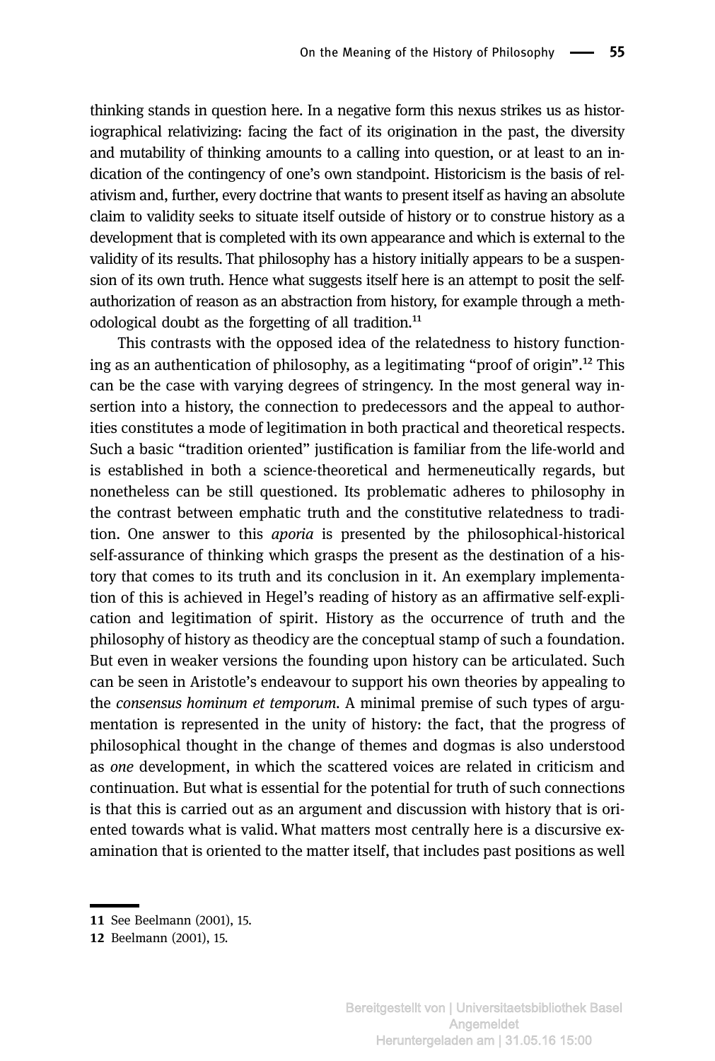thinking stands in question here. In a negative form this nexus strikes us as historiographical relativizing: facing the fact of its origination in the past, the diversity and mutability of thinking amounts to a calling into question, or at least to an indication of the contingency of one's own standpoint. Historicism is the basis of relativism and, further, every doctrine that wants to present itself as having an absolute claim to validity seeks to situate itself outside of history or to construe history as a development that is completed with its own appearance and which is external to the validity of its results. That philosophy has a history initially appears to be a suspension of its own truth. Hence what suggests itself here is an attempt to posit the self-authorization of reason as an abstraction from history, for example through a methodological doubt as the forgetting of all tradition.[11]

This contrasts with the opposed idea of the relatedness to history functioning as an authentication of philosophy, as a legitimating "proof of origin".[12] This can be the case with varying degrees of stringency. In the most general way insertion into a history, the connection to predecessors and the appeal to authorities constitutes a mode of legitimation in both practical and theoretical respects. Such a basic "tradition oriented" justification is familiar from the life-world and is established in both a science-theoretical and hermeneutically regards, but nonetheless can be still questioned. Its problematic adheres to philosophy in the contrast between emphatic truth and the constitutive relatedness to tradition. One answer to this *aporia* is presented by the philosophical-historical self-assurance of thinking which grasps the present as the destination of a history that comes to its truth and its conclusion in it. An exemplary implementation of this is achieved in Hegel's reading of history as an affirmative self-explication and legitimation of spirit. History as the occurrence of truth and the philosophy of history as theodicy are the conceptual stamp of such a foundation. But even in weaker versions the founding upon history can be articulated. Such can be seen in Aristotle's endeavour to support his own theories by appealing to the *consensus hominum et temporum*. A minimal premise of such types of argumentation is represented in the unity of history: the fact, that the progress of philosophical thought in the change of themes and dogmas is also understood as *one* development, in which the scattered voices are related in criticism and continuation. But what is essential for the potential for truth of such connections is that this is carried out as an argument and discussion with history that is oriented towards what is valid. What matters most centrally here is a discursive examination that is oriented to the matter itself, that includes past positions as well

11 See Beelmann (2001), 15.

12 Beelmann (2001), 15.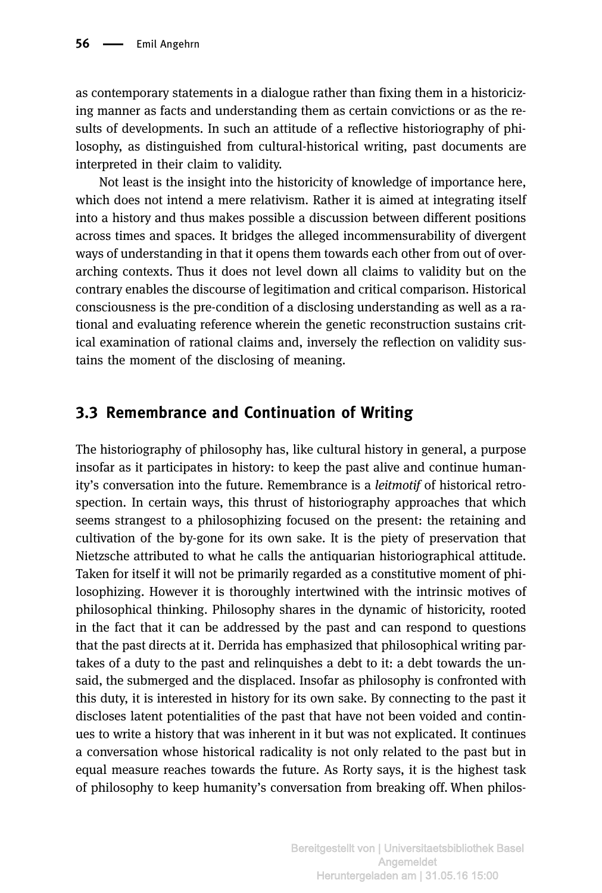as contemporary statements in a dialogue rather than fixing them in a historicizing manner as facts and understanding them as certain convictions or as the results of developments. In such an attitude of a reflective historiography of philosophy, as distinguished from cultural-historical writing, past documents are interpreted in their claim to validity.

Not least is the insight into the historicity of knowledge of importance here, which does not intend a mere relativism. Rather it is aimed at integrating itself into a history and thus makes possible a discussion between different positions across times and spaces. It bridges the alleged incommensurability of divergent ways of understanding in that it opens them towards each other from out of overarching contexts. Thus it does not level down all claims to validity but on the contrary enables the discourse of legitimation and critical comparison. Historical consciousness is the pre-condition of a disclosing understanding as well as a rational and evaluating reference wherein the genetic reconstruction sustains critical examination of rational claims and, inversely the reflection on validity sustains the moment of the disclosing of meaning.

## 3.3 Remembrance and Continuation of Writing

The historiography of philosophy has, like cultural history in general, a purpose insofar as it participates in history: to keep the past alive and continue humanity's conversation into the future. Remembrance is a *leitmotif* of historical retrospection. In certain ways, this thrust of historiography approaches that which seems strangest to a philosophizing focused on the present: the retaining and cultivation of the by-gone for its own sake. It is the piety of preservation that Nietzsche attributed to what he calls the antiquarian historiographical attitude. Taken for itself it will not be primarily regarded as a constitutive moment of philosophizing. However it is thoroughly intertwined with the intrinsic motives of philosophical thinking. Philosophy shares in the dynamic of historicity, rooted in the fact that it can be addressed by the past and can respond to questions that the past directs at it. Derrida has emphasized that philosophical writing partakes of a duty to the past and relinquishes a debt to it: a debt towards the unsaid, the submerged and the displaced. Insofar as philosophy is confronted with this duty, it is interested in history for its own sake. By connecting to the past it discloses latent potentialities of the past that have not been voided and continues to write a history that was inherent in it but was not explicated. It continues a conversation whose historical radicality is not only related to the past but in equal measure reaches towards the future. As Rorty says, it is the highest task of philosophy to keep humanity's conversation from breaking off. When philos-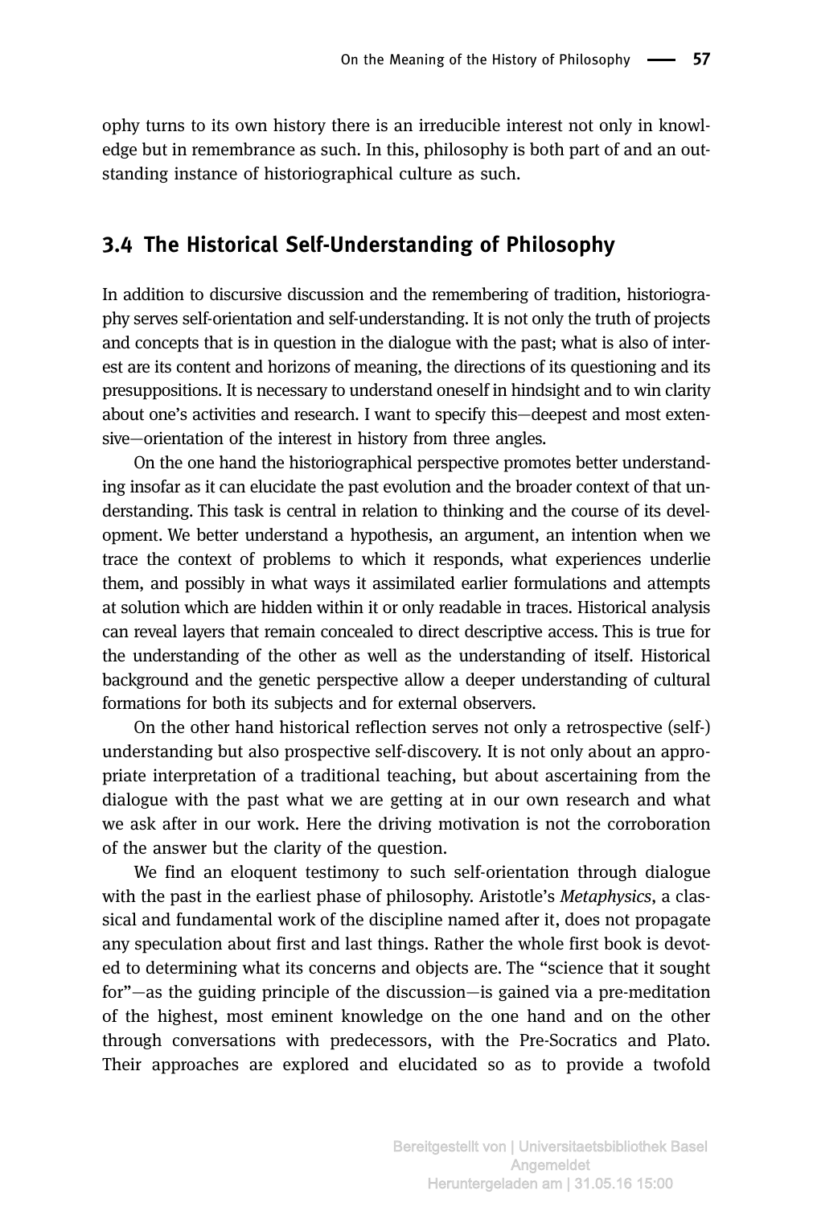ophy turns to its own history there is an irreducible interest not only in knowledge but in remembrance as such. In this, philosophy is both part of and an outstanding instance of historiographical culture as such.

## 3.4 The Historical Self-Understanding of Philosophy

In addition to discursive discussion and the remembering of tradition, historiography serves self-orientation and self-understanding. It is not only the truth of projects and concepts that is in question in the dialogue with the past; what is also of interest are its content and horizons of meaning, the directions of its questioning and its presuppositions. It is necessary to understand oneself in hindsight and to win clarity about one's activities and research. I want to specify this—deepest and most extensive—orientation of the interest in history from three angles.

On the one hand the historiographical perspective promotes better understanding insofar as it can elucidate the past evolution and the broader context of that understanding. This task is central in relation to thinking and the course of its development. We better understand a hypothesis, an argument, an intention when we trace the context of problems to which it responds, what experiences underlie them, and possibly in what ways it assimilated earlier formulations and attempts at solution which are hidden within it or only readable in traces. Historical analysis can reveal layers that remain concealed to direct descriptive access. This is true for the understanding of the other as well as the understanding of itself. Historical background and the genetic perspective allow a deeper understanding of cultural formations for both its subjects and for external observers.

On the other hand historical reflection serves not only a retrospective (self-) understanding but also prospective self-discovery. It is not only about an appropriate interpretation of a traditional teaching, but about ascertaining from the dialogue with the past what we are getting at in our own research and what we ask after in our work. Here the driving motivation is not the corroboration of the answer but the clarity of the question.

We find an eloquent testimony to such self-orientation through dialogue with the past in the earliest phase of philosophy. Aristotle's *Metaphysics*, a classical and fundamental work of the discipline named after it, does not propagate any speculation about first and last things. Rather the whole first book is devoted to determining what its concerns and objects are. The "science that it sought for"—as the guiding principle of the discussion—is gained via a pre-meditation of the highest, most eminent knowledge on the one hand and on the other through conversations with predecessors, with the Pre-Socratics and Plato. Their approaches are explored and elucidated so as to provide a twofold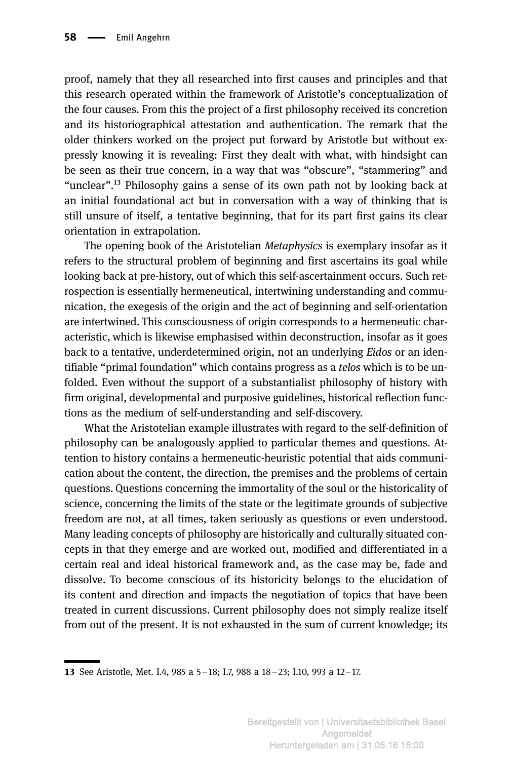proof, namely that they all researched into first causes and principles and that this research operated within the framework of Aristotle's conceptualization of the four causes. From this the project of a first philosophy received its concretion and its historiographical attestation and authentication. The remark that the older thinkers worked on the project put forward by Aristotle but without expressly knowing it is revealing: First they dealt with what, with hindsight can be seen as their true concern, in a way that was "obscure", "stammering" and "unclear".[13] Philosophy gains a sense of its own path not by looking back at an initial foundational act but in conversation with a way of thinking that is still unsure of itself, a tentative beginning, that for its part first gains its clear orientation in extrapolation.

The opening book of the Aristotelian *Metaphysics* is exemplary insofar as it refers to the structural problem of beginning and first ascertains its goal while looking back at pre-history, out of which this self-ascertainment occurs. Such retrospection is essentially hermeneutical, intertwining understanding and communication, the exegesis of the origin and the act of beginning and self-orientation are intertwined. This consciousness of origin corresponds to a hermeneutic characteristic, which is likewise emphasised within deconstruction, insofar as it goes back to a tentative, underdetermined origin, not an underlying *Eidos* or an identifiable "primal foundation" which contains progress as a *telos* which is to be unfolded. Even without the support of a substantialist philosophy of history with firm original, developmental and purposive guidelines, historical reflection functions as the medium of self-understanding and self-discovery.

What the Aristotelian example illustrates with regard to the self-definition of philosophy can be analogously applied to particular themes and questions. Attention to history contains a hermeneutic-heuristic potential that aids communication about the content, the direction, the premises and the problems of certain questions. Questions concerning the immortality of the soul or the historicality of science, concerning the limits of the state or the legitimate grounds of subjective freedom are not, at all times, taken seriously as questions or even understood. Many leading concepts of philosophy are historically and culturally situated concepts in that they emerge and are worked out, modified and differentiated in a certain real and ideal historical framework and, as the case may be, fade and dissolve. To become conscious of its historicity belongs to the elucidation of its content and direction and impacts the negotiation of topics that have been treated in current discussions. Current philosophy does not simply realize itself from out of the present. It is not exhausted in the sum of current knowledge; its

---

13 See Aristotle, Met. I.4, 985 a 5–18; I.7, 988 a 18–23; I.10, 993 a 12–17.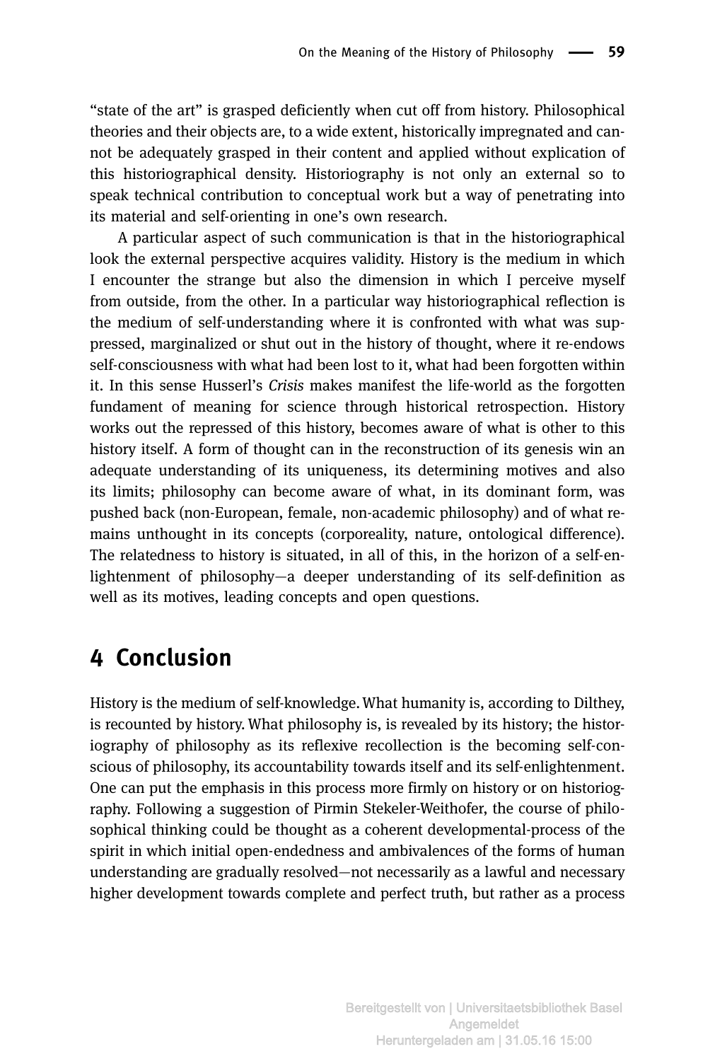"state of the art" is grasped deficiently when cut off from history. Philosophical theories and their objects are, to a wide extent, historically impregnated and cannot be adequately grasped in their content and applied without explication of this historiographical density. Historiography is not only an external so to speak technical contribution to conceptual work but a way of penetrating into its material and self-orienting in one's own research.

A particular aspect of such communication is that in the historiographical look the external perspective acquires validity. History is the medium in which I encounter the strange but also the dimension in which I perceive myself from outside, from the other. In a particular way historiographical reflection is the medium of self-understanding where it is confronted with what was suppressed, marginalized or shut out in the history of thought, where it re-endows self-consciousness with what had been lost to it, what had been forgotten within it. In this sense Husserl's *Crisis* makes manifest the life-world as the forgotten fundament of meaning for science through historical retrospection. History works out the repressed of this history, becomes aware of what is other to this history itself. A form of thought can in the reconstruction of its genesis win an adequate understanding of its uniqueness, its determining motives and also its limits; philosophy can become aware of what, in its dominant form, was pushed back (non-European, female, non-academic philosophy) and of what remains unthought in its concepts (corporeality, nature, ontological difference). The relatedness to history is situated, in all of this, in the horizon of a self-enlightenment of philosophy—a deeper understanding of its self-definition as well as its motives, leading concepts and open questions.

## 4 Conclusion

History is the medium of self-knowledge. What humanity is, according to Dilthey, is recounted by history. What philosophy is, is revealed by its history; the historiography of philosophy as its reflexive recollection is the becoming self-conscious of philosophy, its accountability towards itself and its self-enlightenment. One can put the emphasis in this process more firmly on history or on historiography. Following a suggestion of Pirmin Stekeler-Weithofer, the course of philosophical thinking could be thought as a coherent developmental-process of the spirit in which initial open-endedness and ambivalences of the forms of human understanding are gradually resolved—not necessarily as a lawful and necessary higher development towards complete and perfect truth, but rather as a process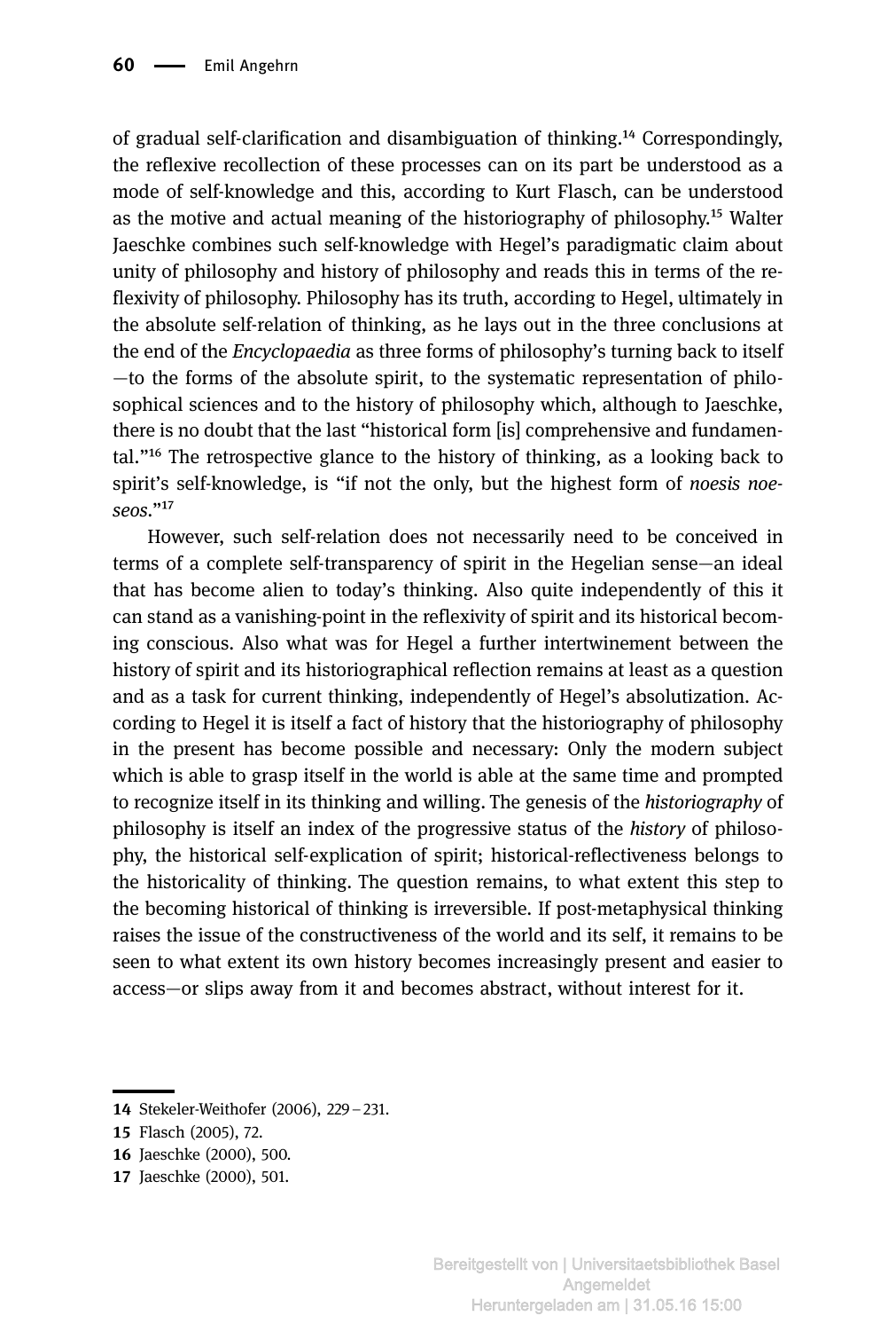of gradual self-clarification and disambiguation of thinking.[14] Correspondingly, the reflexive recollection of these processes can on its part be understood as a mode of self-knowledge and this, according to Kurt Flasch, can be understood as the motive and actual meaning of the historiography of philosophy.[15] Walter Jaeschke combines such self-knowledge with Hegel's paradigmatic claim about unity of philosophy and history of philosophy and reads this in terms of the reflexivity of philosophy. Philosophy has its truth, according to Hegel, ultimately in the absolute self-relation of thinking, as he lays out in the three conclusions at the end of the *Encyclopaedia* as three forms of philosophy's turning back to itself —to the forms of the absolute spirit, to the systematic representation of philosophical sciences and to the history of philosophy which, although to Jaeschke, there is no doubt that the last "historical form [is] comprehensive and fundamental."[16] The retrospective glance to the history of thinking, as a looking back to spirit's self-knowledge, is "if not the only, but the highest form of *noesis noeseos*."[17]

However, such self-relation does not necessarily need to be conceived in terms of a complete self-transparency of spirit in the Hegelian sense—an ideal that has become alien to today's thinking. Also quite independently of this it can stand as a vanishing-point in the reflexivity of spirit and its historical becoming conscious. Also what was for Hegel a further intertwinement between the history of spirit and its historiographical reflection remains at least as a question and as a task for current thinking, independently of Hegel's absolutization. According to Hegel it is itself a fact of history that the historiography of philosophy in the present has become possible and necessary: Only the modern subject which is able to grasp itself in the world is able at the same time and prompted to recognize itself in its thinking and willing. The genesis of the *historiography* of philosophy is itself an index of the progressive status of the *history* of philosophy, the historical self-explication of spirit; historical-reflectiveness belongs to the historicality of thinking. The question remains, to what extent this step to the becoming historical of thinking is irreversible. If post-metaphysical thinking raises the issue of the constructiveness of the world and its self, it remains to be seen to what extent its own history becomes increasingly present and easier to access—or slips away from it and becomes abstract, without interest for it.

---

**14** Stekeler-Weithofer (2006), 229 – 231.

**15** Flasch (2005), 72.

**16** Jaeschke (2000), 500.

**17** Jaeschke (2000), 501.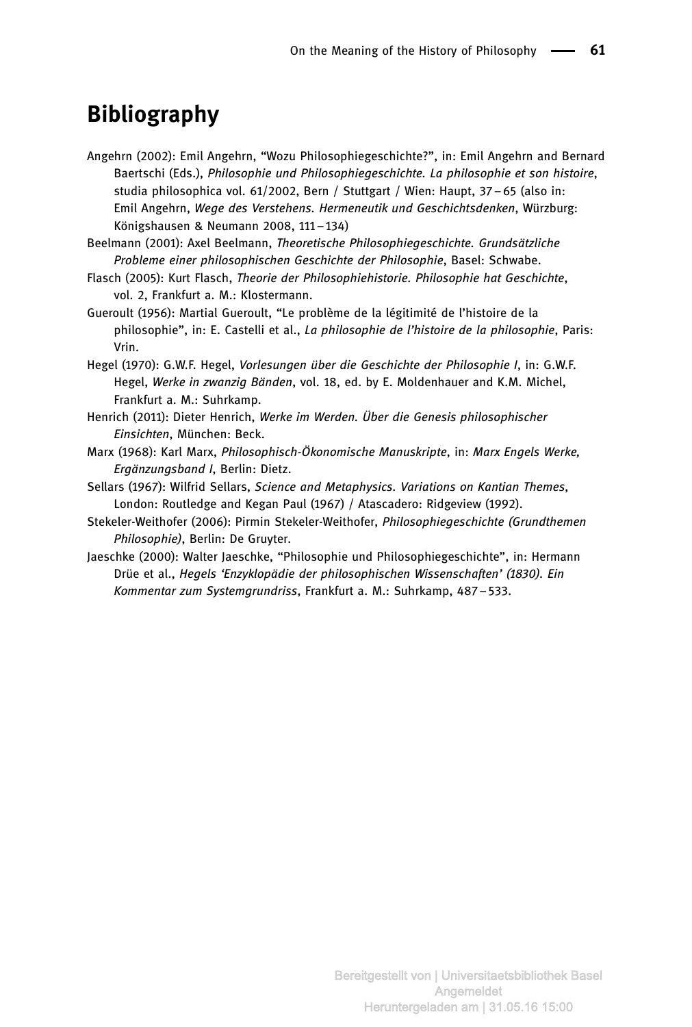# Bibliography

Angehrn (2002): Emil Angehrn, "Wozu Philosophiegeschichte?", in: Emil Angehrn and Bernard Baertschi (Eds.), *Philosophie und Philosophiegeschichte. La philosophie et son histoire*, studia philosophica vol. 61/2002, Bern / Stuttgart / Wien: Haupt, 37 – 65 (also in: Emil Angehrn, *Wege des Verstehens. Hermeneutik und Geschichtsdenken*, Würzburg: Königshausen & Neumann 2008, 111 – 134)

Beelmann (2001): Axel Beelmann, *Theoretische Philosophiegeschichte. Grundsätzliche Probleme einer philosophischen Geschichte der Philosophie*, Basel: Schwabe.

Flasch (2005): Kurt Flasch, *Theorie der Philosophiehistorie. Philosophie hat Geschichte*, vol. 2, Frankfurt a. M.: Klostermann.

Gueroult (1956): Martial Gueroult, "Le problème de la légitimité de l'histoire de la philosophie", in: E. Castelli et al., *La philosophie de l'histoire de la philosophie*, Paris: Vrin.

Hegel (1970): G.W.F. Hegel, *Vorlesungen über die Geschichte der Philosophie I*, in: G.W.F. Hegel, *Werke in zwanzig Bänden*, vol. 18, ed. by E. Moldenhauer and K.M. Michel, Frankfurt a. M.: Suhrkamp.

Henrich (2011): Dieter Henrich, *Werke im Werden. Über die Genesis philosophischer Einsichten*, München: Beck.

Marx (1968): Karl Marx, *Philosophisch-Ökonomische Manuskripte*, in: *Marx Engels Werke, Ergänzungsband I*, Berlin: Dietz.

Sellars (1967): Wilfrid Sellars, *Science and Metaphysics. Variations on Kantian Themes*, London: Routledge and Kegan Paul (1967) / Atascadero: Ridgeview (1992).

Stekeler-Weithofer (2006): Pirmin Stekeler-Weithofer, *Philosophiegeschichte (Grundthemen Philosophie)*, Berlin: De Gruyter.

Jaeschke (2000): Walter Jaeschke, "Philosophie und Philosophiegeschichte", in: Hermann Drüe et al., *Hegels 'Enzyklopädie der philosophischen Wissenschaften' (1830). Ein Kommentar zum Systemgrundriss*, Frankfurt a. M.: Suhrkamp, 487 – 533.